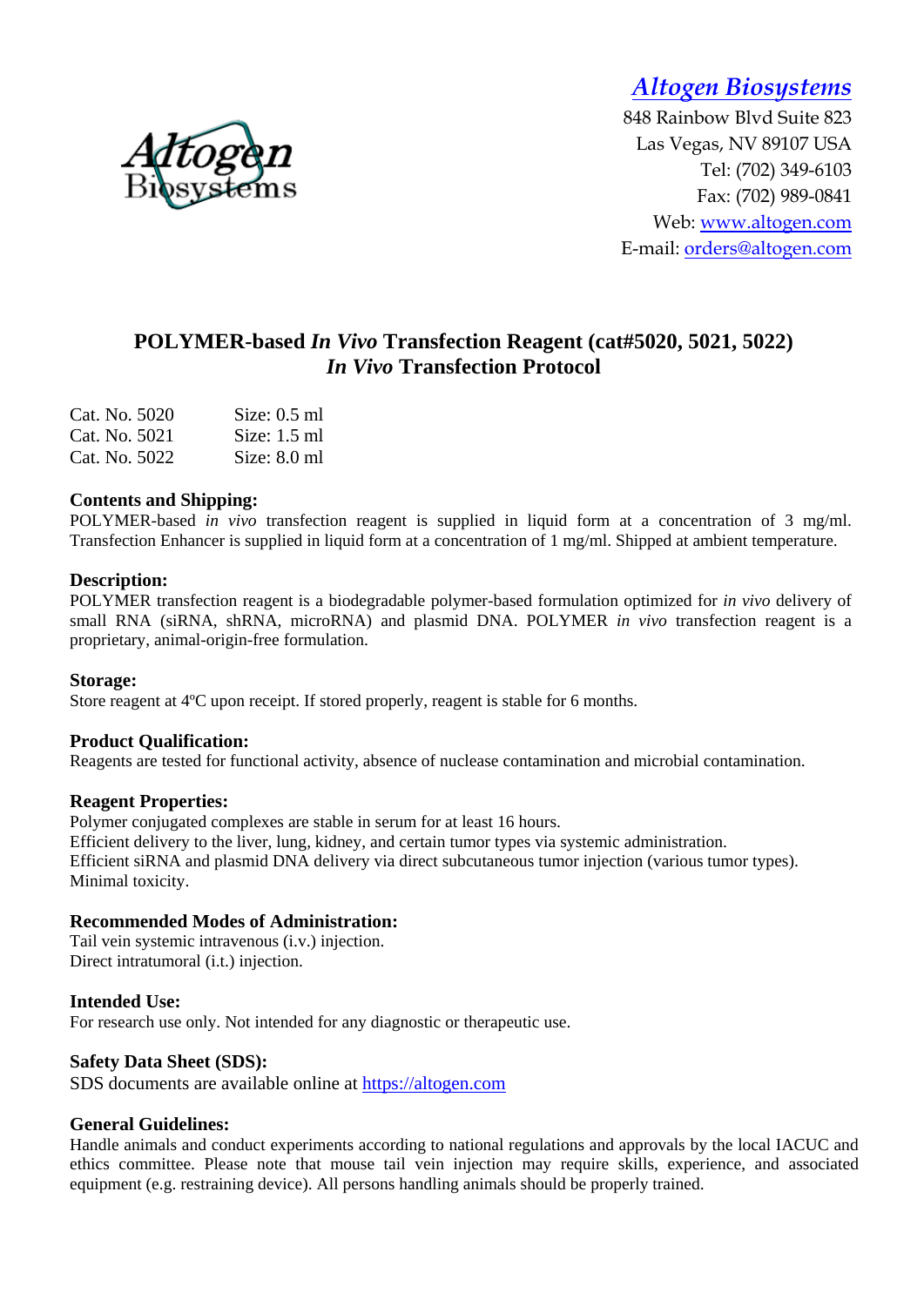**Altogen Biosystems**
848 Rainbow Blvd Suite 823
Las Vegas, NV 89107 USA
Tel: (702) 349-6103
Fax: (702) 989-0841
Web: www.altogen.com
E-mail: orders@altogen.com

# POLYMER-based *In Vivo* Transfection Reagent (cat#5020, 5021, 5022)
# *In Vivo* Transfection Protocol

| | |
|---|---|
| Cat. No. 5020 | Size: 0.5 ml |
| Cat. No. 5021 | Size: 1.5 ml |
| Cat. No. 5022 | Size: 8.0 ml |

**Contents and Shipping:**
POLYMER-based *in vivo* transfection reagent is supplied in liquid form at a concentration of 3 mg/ml. Transfection Enhancer is supplied in liquid form at a concentration of 1 mg/ml. Shipped at ambient temperature.

**Description:**
POLYMER transfection reagent is a biodegradable polymer-based formulation optimized for *in vivo* delivery of small RNA (siRNA, shRNA, microRNA) and plasmid DNA. POLYMER *in vivo* transfection reagent is a proprietary, animal-origin-free formulation.

**Storage:**
Store reagent at 4ºC upon receipt. If stored properly, reagent is stable for 6 months.

**Product Qualification:**
Reagents are tested for functional activity, absence of nuclease contamination and microbial contamination.

**Reagent Properties:**
Polymer conjugated complexes are stable in serum for at least 16 hours.
Efficient delivery to the liver, lung, kidney, and certain tumor types via systemic administration.
Efficient siRNA and plasmid DNA delivery via direct subcutaneous tumor injection (various tumor types).
Minimal toxicity.

**Recommended Modes of Administration:**
Tail vein systemic intravenous (i.v.) injection.
Direct intratumoral (i.t.) injection.

**Intended Use:**
For research use only. Not intended for any diagnostic or therapeutic use.

**Safety Data Sheet (SDS):**
SDS documents are available online at https://altogen.com

**General Guidelines:**
Handle animals and conduct experiments according to national regulations and approvals by the local IACUC and ethics committee. Please note that mouse tail vein injection may require skills, experience, and associated equipment (e.g. restraining device). All persons handling animals should be properly trained.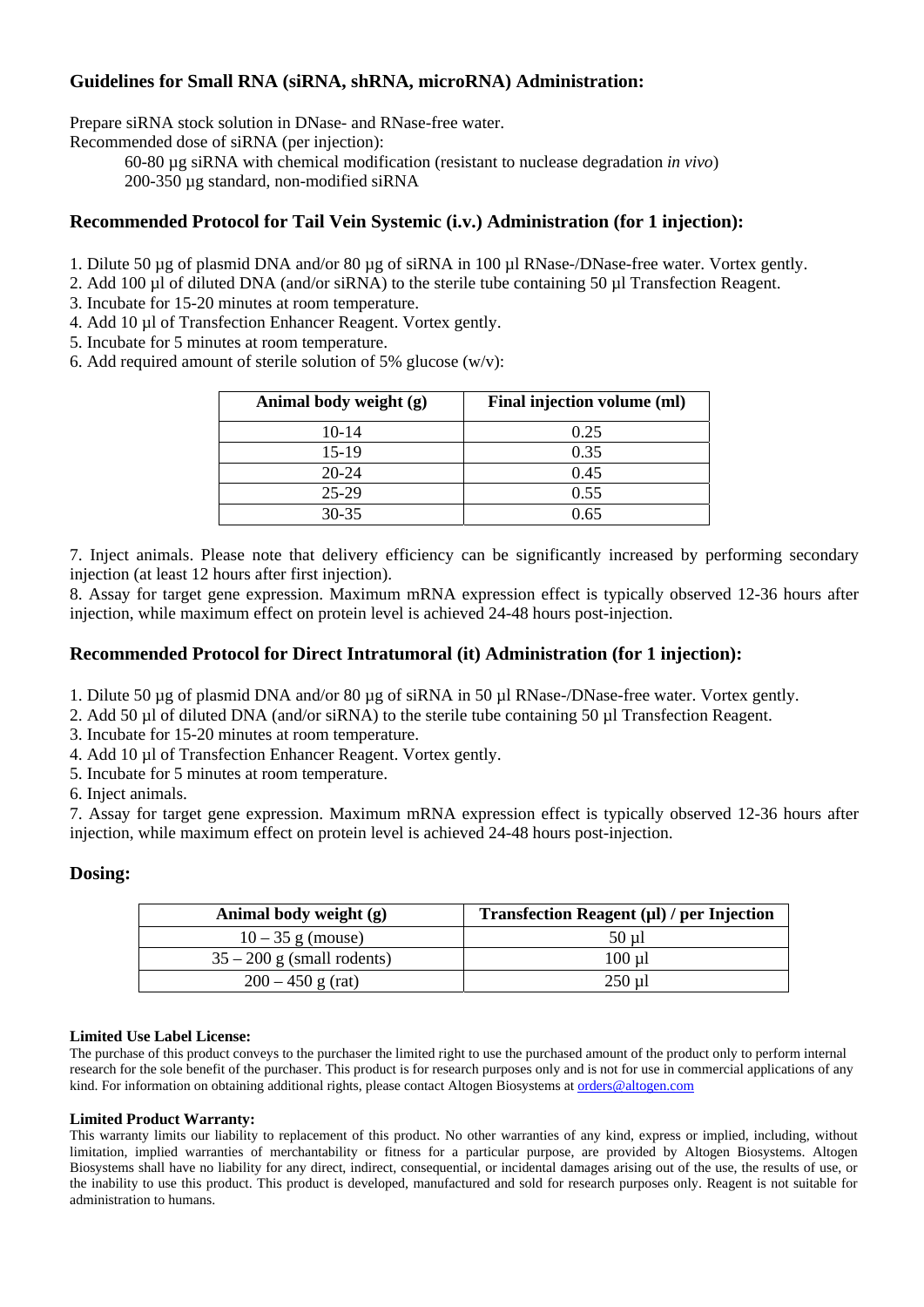## Guidelines for Small RNA (siRNA, shRNA, microRNA) Administration:

Prepare siRNA stock solution in DNase- and RNase-free water.
Recommended dose of siRNA (per injection):

60-80 µg siRNA with chemical modification (resistant to nuclease degradation *in vivo*)
200-350 µg standard, non-modified siRNA

## Recommended Protocol for Tail Vein Systemic (i.v.) Administration (for 1 injection):

1. Dilute 50 µg of plasmid DNA and/or 80 µg of siRNA in 100 µl RNase-/DNase-free water. Vortex gently.
2. Add 100 µl of diluted DNA (and/or siRNA) to the sterile tube containing 50 µl Transfection Reagent.
3. Incubate for 15-20 minutes at room temperature.
4. Add 10 µl of Transfection Enhancer Reagent. Vortex gently.
5. Incubate for 5 minutes at room temperature.
6. Add required amount of sterile solution of 5% glucose (w/v):

| Animal body weight (g) | Final injection volume (ml) |
|---|---|
| 10-14 | 0.25 |
| 15-19 | 0.35 |
| 20-24 | 0.45 |
| 25-29 | 0.55 |
| 30-35 | 0.65 |

7. Inject animals. Please note that delivery efficiency can be significantly increased by performing secondary injection (at least 12 hours after first injection).
8. Assay for target gene expression. Maximum mRNA expression effect is typically observed 12-36 hours after injection, while maximum effect on protein level is achieved 24-48 hours post-injection.

## Recommended Protocol for Direct Intratumoral (it) Administration (for 1 injection):

1. Dilute 50 µg of plasmid DNA and/or 80 µg of siRNA in 50 µl RNase-/DNase-free water. Vortex gently.
2. Add 50 µl of diluted DNA (and/or siRNA) to the sterile tube containing 50 µl Transfection Reagent.
3. Incubate for 15-20 minutes at room temperature.
4. Add 10 µl of Transfection Enhancer Reagent. Vortex gently.
5. Incubate for 5 minutes at room temperature.
6. Inject animals.
7. Assay for target gene expression. Maximum mRNA expression effect is typically observed 12-36 hours after injection, while maximum effect on protein level is achieved 24-48 hours post-injection.

## Dosing:

| Animal body weight (g) | Transfection Reagent (µl) / per Injection |
|---|---|
| 10 – 35 g (mouse) | 50 µl |
| 35 – 200 g (small rodents) | 100 µl |
| 200 – 450 g (rat) | 250 µl |

**Limited Use Label License:**
The purchase of this product conveys to the purchaser the limited right to use the purchased amount of the product only to perform internal research for the sole benefit of the purchaser. This product is for research purposes only and is not for use in commercial applications of any kind. For information on obtaining additional rights, please contact Altogen Biosystems at orders@altogen.com

**Limited Product Warranty:**
This warranty limits our liability to replacement of this product. No other warranties of any kind, express or implied, including, without limitation, implied warranties of merchantability or fitness for a particular purpose, are provided by Altogen Biosystems. Altogen Biosystems shall have no liability for any direct, indirect, consequential, or incidental damages arising out of the use, the results of use, or the inability to use this product. This product is developed, manufactured and sold for research purposes only. Reagent is not suitable for administration to humans.